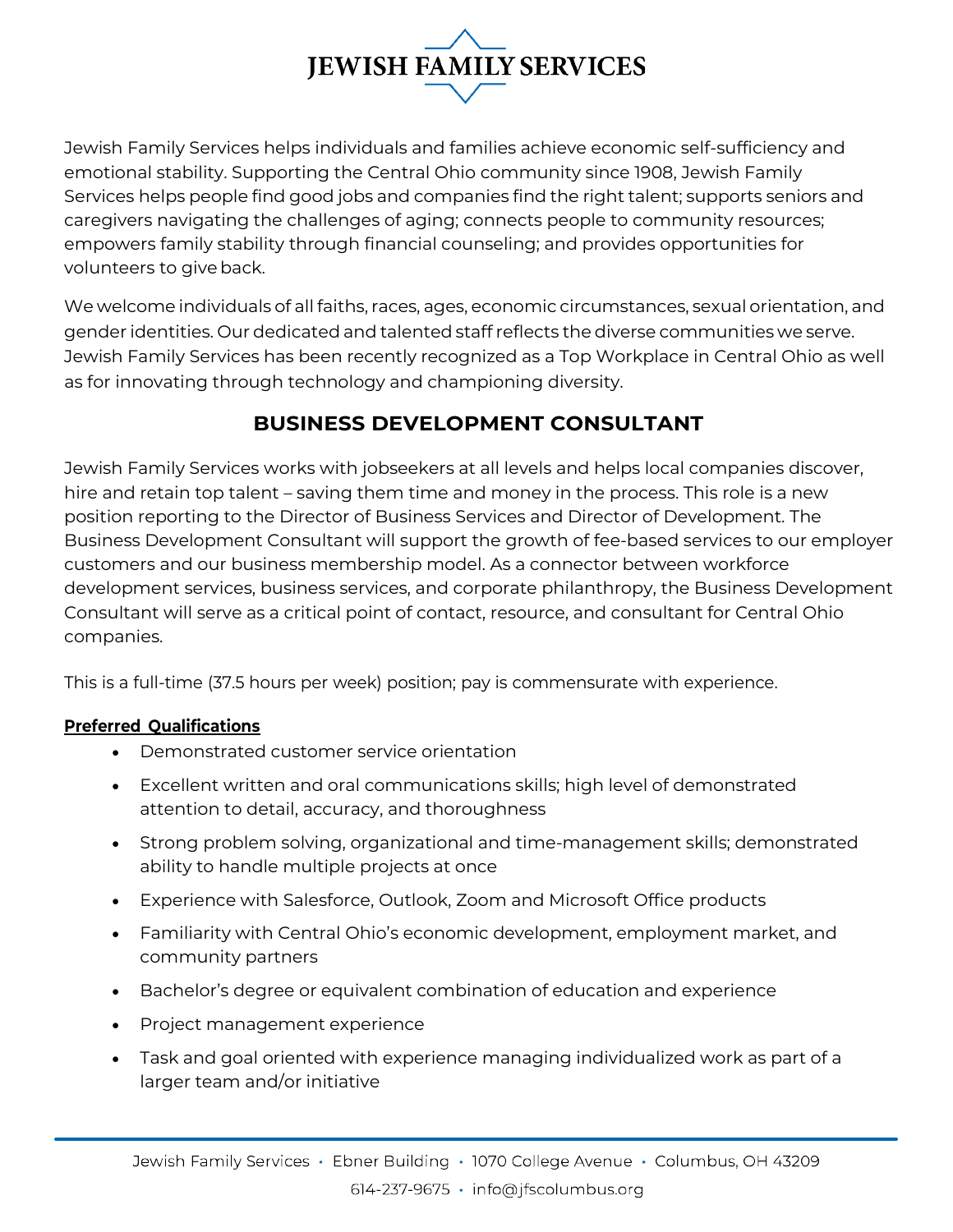# JEWISH FAMILY SERVICES

Jewish Family Services helps individuals and families achieve economic self-sufficiency and emotional stability. Supporting the Central Ohio community since 1908, Jewish Family Services helps people find good jobs and companies find the right talent; supports seniors and caregivers navigating the challenges of aging; connects people to community resources; empowers family stability through financial counseling; and provides opportunities for volunteers to give back.

We welcome individuals of all faiths, races, ages, economic circumstances, sexual orientation, and gender identities. Our dedicated and talented staff reflects the diverse communities we serve. Jewish Family Services has been recently recognized as a Top Workplace in Central Ohio as well as for innovating through technology and championing diversity.

## BUSINESS DEVELOPMENT CONSULTANT

Jewish Family Services works with jobseekers at all levels and helps local companies discover, hire and retain top talent – saving them time and money in the process. This role is a new position reporting to the Director of Business Services and Director of Development. The Business Development Consultant will support the growth of fee-based services to our employer customers and our business membership model. As a connector between workforce development services, business services, and corporate philanthropy, the Business Development Consultant will serve as a critical point of contact, resource, and consultant for Central Ohio companies.

This is a full-time (37.5 hours per week) position; pay is commensurate with experience.

**Preferred Qualifications**

- Demonstrated customer service orientation
- Excellent written and oral communications skills; high level of demonstrated attention to detail, accuracy, and thoroughness
- Strong problem solving, organizational and time-management skills; demonstrated ability to handle multiple projects at once
- Experience with Salesforce, Outlook, Zoom and Microsoft Office products
- Familiarity with Central Ohio's economic development, employment market, and community partners
- Bachelor's degree or equivalent combination of education and experience
- Project management experience
- Task and goal oriented with experience managing individualized work as part of a larger team and/or initiative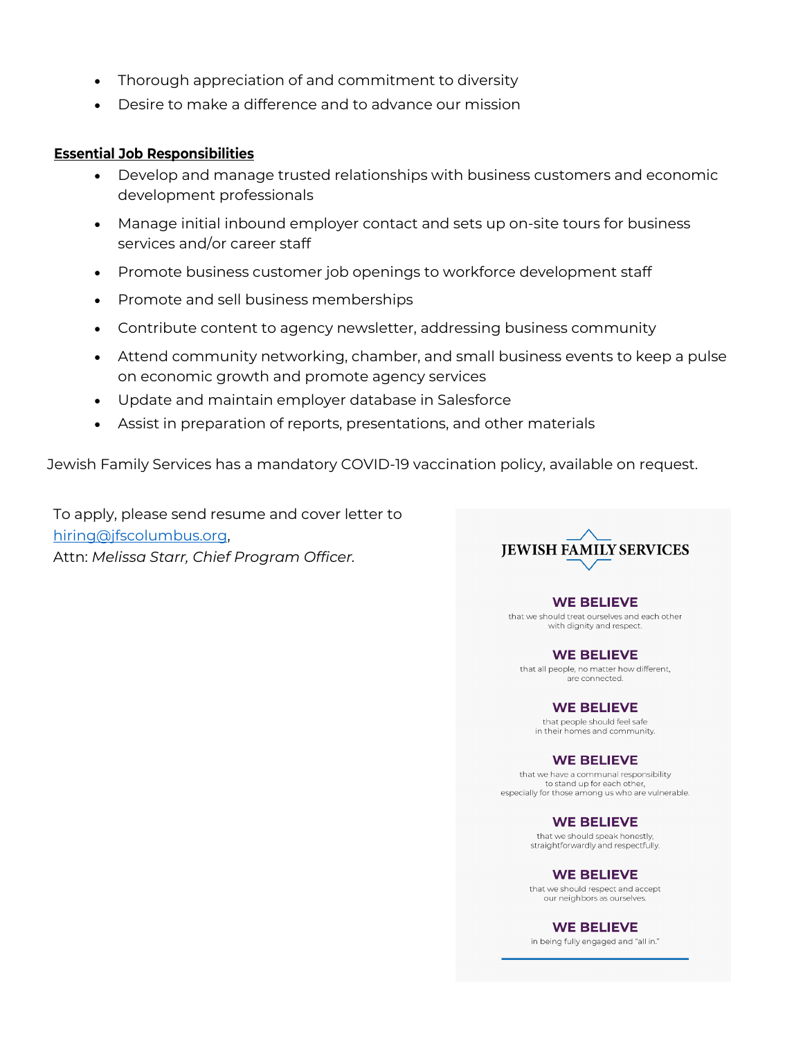- Thorough appreciation of and commitment to diversity
- Desire to make a difference and to advance our mission

**Essential Job Responsibilities**

- Develop and manage trusted relationships with business customers and economic development professionals
- Manage initial inbound employer contact and sets up on-site tours for business services and/or career staff
- Promote business customer job openings to workforce development staff
- Promote and sell business memberships
- Contribute content to agency newsletter, addressing business community
- Attend community networking, chamber, and small business events to keep a pulse on economic growth and promote agency services
- Update and maintain employer database in Salesforce
- Assist in preparation of reports, presentations, and other materials

Jewish Family Services has a mandatory COVID-19 vaccination policy, available on request.

To apply, please send resume and cover letter to hiring@jfscolumbus.org,
Attn: *Melissa Starr, Chief Program Officer.*

JEWISH FAMILY SERVICES

**WE BELIEVE**
that we should treat ourselves and each other with dignity and respect.

**WE BELIEVE**
that all people, no matter how different, are connected.

**WE BELIEVE**
that people should feel safe in their homes and community.

**WE BELIEVE**
that we have a communal responsibility to stand up for each other, especially for those among us who are vulnerable.

**WE BELIEVE**
that we should speak honestly, straightforwardly and respectfully.

**WE BELIEVE**
that we should respect and accept our neighbors as ourselves.

**WE BELIEVE**
in being fully engaged and "all in."